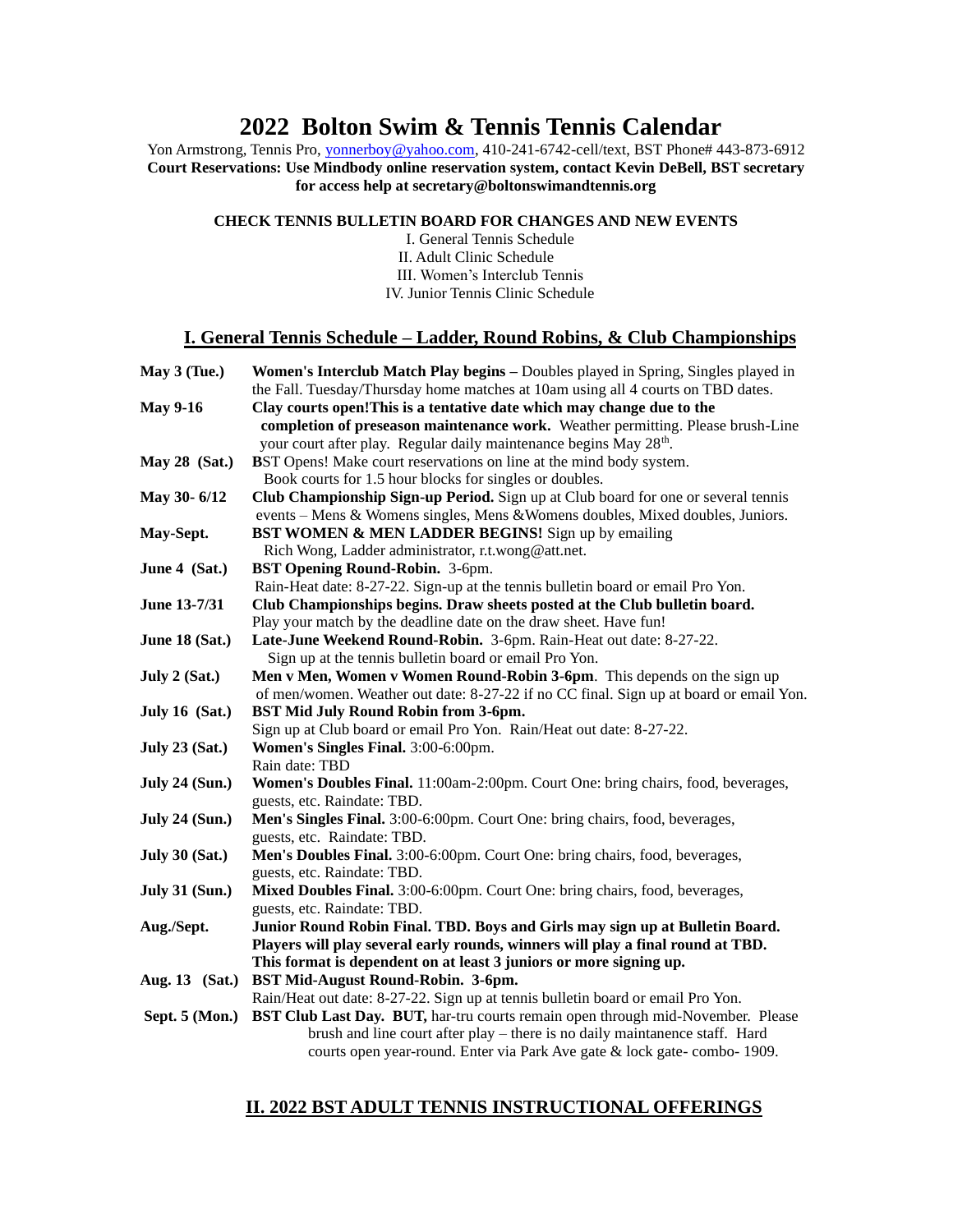# 2022 Bolton Swim & Tennis Tennis Calendar

Yon Armstrong, Tennis Pro, yonnerboy@yahoo.com, 410-241-6742-cell/text, BST Phone# 443-873-6912

**Court Reservations: Use Mindbody online reservation system, contact Kevin DeBell, BST secretary for access help at secretary@boltonswimandtennis.org**

**CHECK TENNIS BULLETIN BOARD FOR CHANGES AND NEW EVENTS**

I. General Tennis Schedule
II. Adult Clinic Schedule
III. Women's Interclub Tennis
IV. Junior Tennis Clinic Schedule

## I. General Tennis Schedule – Ladder, Round Robins, & Club Championships

| | |
|---|---|
| **May 3 (Tue.)** | **Women's Interclub Match Play begins –** Doubles played in Spring, Singles played in the Fall. Tuesday/Thursday home matches at 10am using all 4 courts on TBD dates. |
| **May 9-16** | **Clay courts open!This is a tentative date which may change due to the completion of preseason maintenance work.** Weather permitting. Please brush-Line your court after play. Regular daily maintenance begins May 28th. |
| **May 28 (Sat.)** | **B**ST Opens! Make court reservations on line at the mind body system. Book courts for 1.5 hour blocks for singles or doubles. |
| **May 30- 6/12** | **Club Championship Sign-up Period.** Sign up at Club board for one or several tennis events – Mens & Womens singles, Mens &Womens doubles, Mixed doubles, Juniors. |
| **May-Sept.** | **BST WOMEN & MEN LADDER BEGINS!** Sign up by emailing Rich Wong, Ladder administrator, r.t.wong@att.net. |
| **June 4 (Sat.)** | **BST Opening Round-Robin.** 3-6pm. Rain-Heat date: 8-27-22. Sign-up at the tennis bulletin board or email Pro Yon. |
| **June 13-7/31** | **Club Championships begins. Draw sheets posted at the Club bulletin board.** Play your match by the deadline date on the draw sheet. Have fun! |
| **June 18 (Sat.)** | **Late-June Weekend Round-Robin.** 3-6pm. Rain-Heat out date: 8-27-22. Sign up at the tennis bulletin board or email Pro Yon. |
| **July 2 (Sat.)** | **Men v Men, Women v Women Round-Robin 3-6pm**. This depends on the sign up of men/women. Weather out date: 8-27-22 if no CC final. Sign up at board or email Yon. |
| **July 16 (Sat.)** | **BST Mid July Round Robin from 3-6pm.** Sign up at Club board or email Pro Yon. Rain/Heat out date: 8-27-22. |
| **July 23 (Sat.)** | **Women's Singles Final.** 3:00-6:00pm. Rain date: TBD |
| **July 24 (Sun.)** | **Women's Doubles Final.** 11:00am-2:00pm. Court One: bring chairs, food, beverages, guests, etc. Raindate: TBD. |
| **July 24 (Sun.)** | **Men's Singles Final.** 3:00-6:00pm. Court One: bring chairs, food, beverages, guests, etc. Raindate: TBD. |
| **July 30 (Sat.)** | **Men's Doubles Final.** 3:00-6:00pm. Court One: bring chairs, food, beverages, guests, etc. Raindate: TBD. |
| **July 31 (Sun.)** | **Mixed Doubles Final.** 3:00-6:00pm. Court One: bring chairs, food, beverages, guests, etc. Raindate: TBD. |
| **Aug./Sept.** | **Junior Round Robin Final. TBD. Boys and Girls may sign up at Bulletin Board. Players will play several early rounds, winners will play a final round at TBD. This format is dependent on at least 3 juniors or more signing up.** |
| **Aug. 13 (Sat.)** | **BST Mid-August Round-Robin. 3-6pm.** Rain/Heat out date: 8-27-22. Sign up at tennis bulletin board or email Pro Yon. |
| **Sept. 5 (Mon.)** | **BST Club Last Day. BUT,** har-tru courts remain open through mid-November. Please brush and line court after play – there is no daily maintenance staff. Hard courts open year-round. Enter via Park Ave gate & lock gate- combo- 1909. |

## II. 2022 BST ADULT TENNIS INSTRUCTIONAL OFFERINGS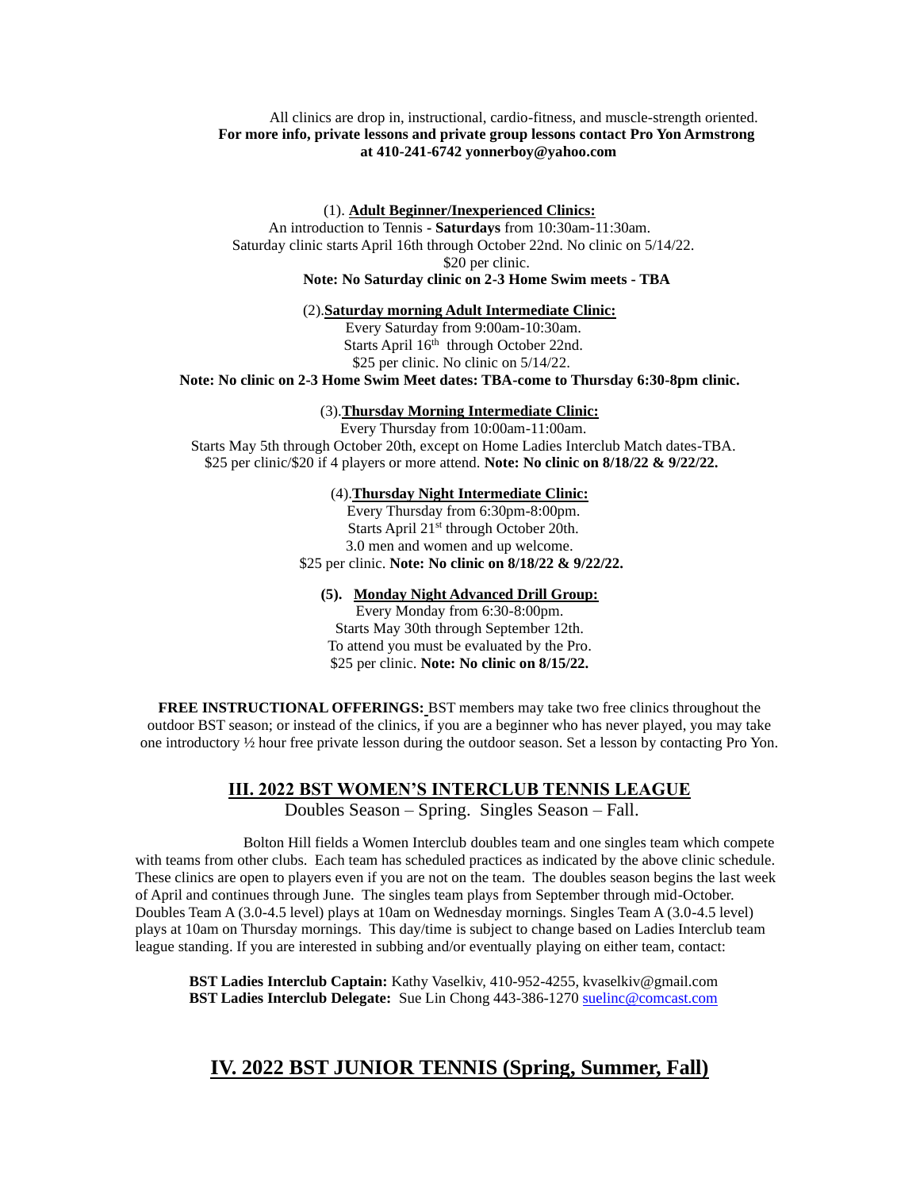All clinics are drop in, instructional, cardio-fitness, and muscle-strength oriented.
**For more info, private lessons and private group lessons contact Pro Yon Armstrong at 410-241-6742 yonnerboy@yahoo.com**

(1). **Adult Beginner/Inexperienced Clinics:**
An introduction to Tennis - **Saturdays** from 10:30am-11:30am.
Saturday clinic starts April 16th through October 22nd. No clinic on 5/14/22.
$20 per clinic.
**Note: No Saturday clinic on 2-3 Home Swim meets - TBA**

(2). **Saturday morning Adult Intermediate Clinic:**
Every Saturday from 9:00am-10:30am.
Starts April 16th through October 22nd.
$25 per clinic. No clinic on 5/14/22.
**Note: No clinic on 2-3 Home Swim Meet dates: TBA-come to Thursday 6:30-8pm clinic.**

(3). **Thursday Morning Intermediate Clinic:**
Every Thursday from 10:00am-11:00am.
Starts May 5th through October 20th, except on Home Ladies Interclub Match dates-TBA.
$25 per clinic/$20 if 4 players or more attend. **Note: No clinic on 8/18/22 & 9/22/22.**

(4). **Thursday Night Intermediate Clinic:**
Every Thursday from 6:30pm-8:00pm.
Starts April 21st through October 20th.
3.0 men and women and up welcome.
$25 per clinic. **Note: No clinic on 8/18/22 & 9/22/22.**

**(5). Monday Night Advanced Drill Group:**
Every Monday from 6:30-8:00pm.
Starts May 30th through September 12th.
To attend you must be evaluated by the Pro.
$25 per clinic. **Note: No clinic on 8/15/22.**

**FREE INSTRUCTIONAL OFFERINGS:** BST members may take two free clinics throughout the outdoor BST season; or instead of the clinics, if you are a beginner who has never played, you may take one introductory ½ hour free private lesson during the outdoor season. Set a lesson by contacting Pro Yon.

## III. 2022 BST WOMEN'S INTERCLUB TENNIS LEAGUE

Doubles Season – Spring. Singles Season – Fall.

Bolton Hill fields a Women Interclub doubles team and one singles team which compete with teams from other clubs. Each team has scheduled practices as indicated by the above clinic schedule. These clinics are open to players even if you are not on the team. The doubles season begins the last week of April and continues through June. The singles team plays from September through mid-October. Doubles Team A (3.0-4.5 level) plays at 10am on Wednesday mornings. Singles Team A (3.0-4.5 level) plays at 10am on Thursday mornings. This day/time is subject to change based on Ladies Interclub team league standing. If you are interested in subbing and/or eventually playing on either team, contact:

**BST Ladies Interclub Captain:** Kathy Vaselkiv, 410-952-4255, kvaselkiv@gmail.com
**BST Ladies Interclub Delegate:** Sue Lin Chong 443-386-1270 suelinc@comcast.com

## IV. 2022 BST JUNIOR TENNIS (Spring, Summer, Fall)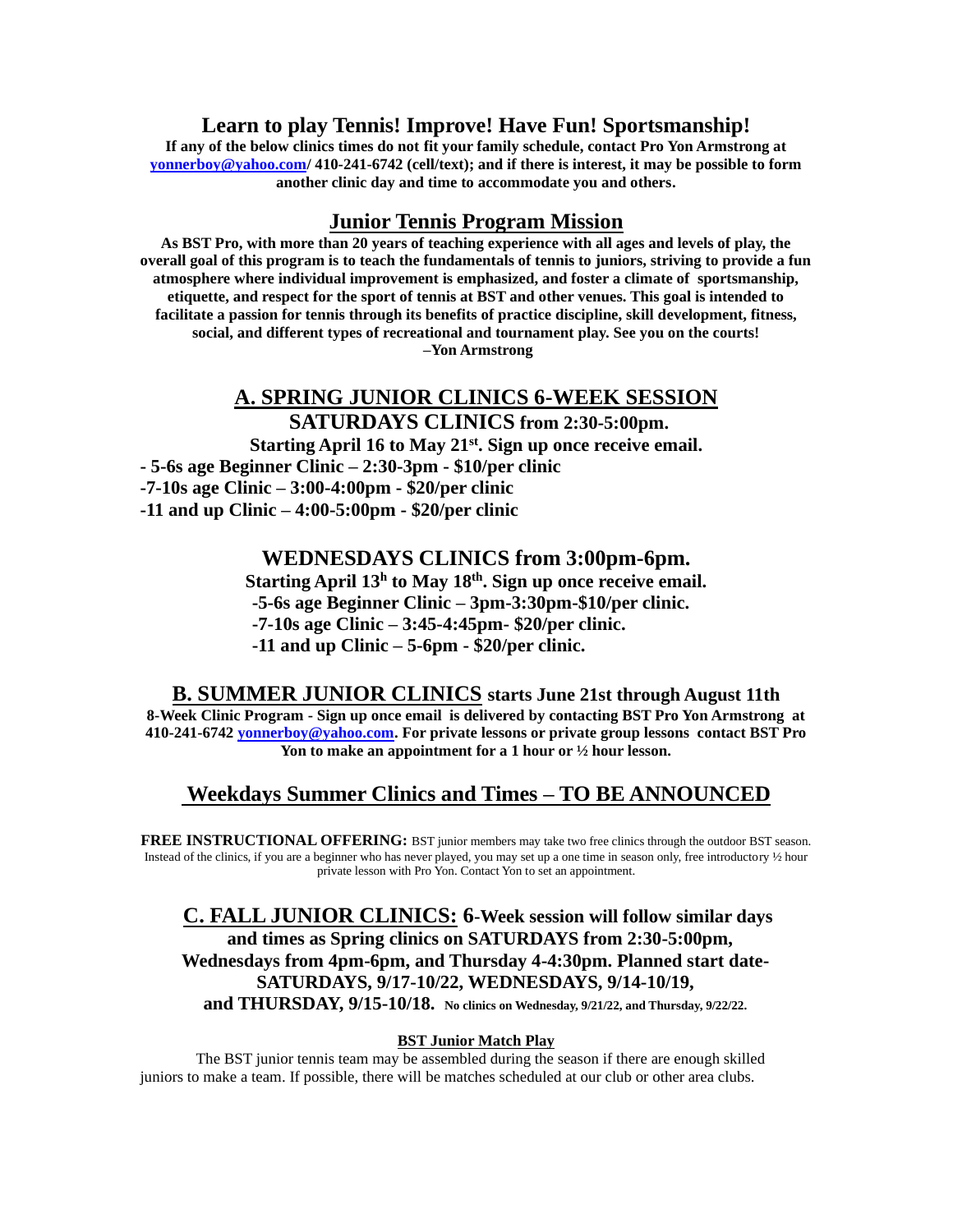## Learn to play Tennis! Improve! Have Fun! Sportsmanship!

**If any of the below clinics times do not fit your family schedule, contact Pro Yon Armstrong at yonnerboy@yahoo.com/ 410-241-6742 (cell/text); and if there is interest, it may be possible to form another clinic day and time to accommodate you and others.**

## Junior Tennis Program Mission

**As BST Pro, with more than 20 years of teaching experience with all ages and levels of play, the overall goal of this program is to teach the fundamentals of tennis to juniors, striving to provide a fun atmosphere where individual improvement is emphasized, and foster a climate of sportsmanship, etiquette, and respect for the sport of tennis at BST and other venues. This goal is intended to facilitate a passion for tennis through its benefits of practice discipline, skill development, fitness, social, and different types of recreational and tournament play. See you on the courts!**
**–Yon Armstrong**

## A. SPRING JUNIOR CLINICS 6-WEEK SESSION

### SATURDAYS CLINICS from 2:30-5:00pm.

**Starting April 16 to May 21st. Sign up once receive email.**

**- 5-6s age Beginner Clinic – 2:30-3pm - $10/per clinic**
**-7-10s age Clinic – 3:00-4:00pm - $20/per clinic**
**-11 and up Clinic – 4:00-5:00pm - $20/per clinic**

### WEDNESDAYS CLINICS from 3:00pm-6pm.

**Starting April 13h to May 18th. Sign up once receive email.**

**-5-6s age Beginner Clinic – 3pm-3:30pm-$10/per clinic.**
**-7-10s age Clinic – 3:45-4:45pm- $20/per clinic.**
**-11 and up Clinic – 5-6pm - $20/per clinic.**

## B. SUMMER JUNIOR CLINICS starts June 21st through August 11th

**8-Week Clinic Program - Sign up once email is delivered by contacting BST Pro Yon Armstrong at 410-241-6742 yonnerboy@yahoo.com. For private lessons or private group lessons contact BST Pro Yon to make an appointment for a 1 hour or ½ hour lesson.**

## Weekdays Summer Clinics and Times – TO BE ANNOUNCED

**FREE INSTRUCTIONAL OFFERING:** BST junior members may take two free clinics through the outdoor BST season. Instead of the clinics, if you are a beginner who has never played, you may set up a one time in season only, free introductory ½ hour private lesson with Pro Yon. Contact Yon to set an appointment.

## C. FALL JUNIOR CLINICS: 6-Week session will follow similar days and times as Spring clinics on SATURDAYS from 2:30-5:00pm, Wednesdays from 4pm-6pm, and Thursday 4-4:30pm. Planned start date- SATURDAYS, 9/17-10/22, WEDNESDAYS, 9/14-10/19, and THURSDAY, 9/15-10/18.

**No clinics on Wednesday, 9/21/22, and Thursday, 9/22/22.**

### BST Junior Match Play

The BST junior tennis team may be assembled during the season if there are enough skilled juniors to make a team. If possible, there will be matches scheduled at our club or other area clubs.